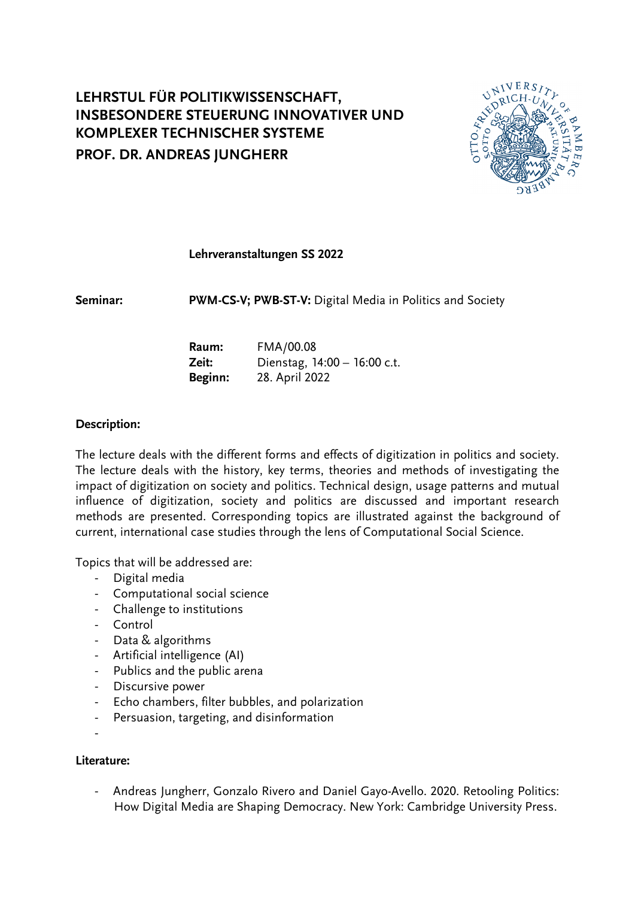# LEHRSTUL FÜR POLITIKWISSENSCHAFT, INSBESONDERE STEUERUNG INNOVATIVER UND KOMPLEXER TECHNISCHER SYSTEME

## PROF. DR. ANDREAS JUNGHERR

**Lehrveranstaltungen SS 2022**

**Seminar:** **PWM-CS-V; PWB-ST-V:** Digital Media in Politics and Society

**Raum:** FMA/00.08
**Zeit:** Dienstag, 14:00 – 16:00 c.t.
**Beginn:** 28. April 2022

**Description:**

The lecture deals with the different forms and effects of digitization in politics and society. The lecture deals with the history, key terms, theories and methods of investigating the impact of digitization on society and politics. Technical design, usage patterns and mutual influence of digitization, society and politics are discussed and important research methods are presented. Corresponding topics are illustrated against the background of current, international case studies through the lens of Computational Social Science.

Topics that will be addressed are:

- Digital media
- Computational social science
- Challenge to institutions
- Control
- Data & algorithms
- Artificial intelligence (AI)
- Publics and the public arena
- Discursive power
- Echo chambers, filter bubbles, and polarization
- Persuasion, targeting, and disinformation
-

**Literature:**

- Andreas Jungherr, Gonzalo Rivero and Daniel Gayo-Avello. 2020. Retooling Politics: How Digital Media are Shaping Democracy. New York: Cambridge University Press.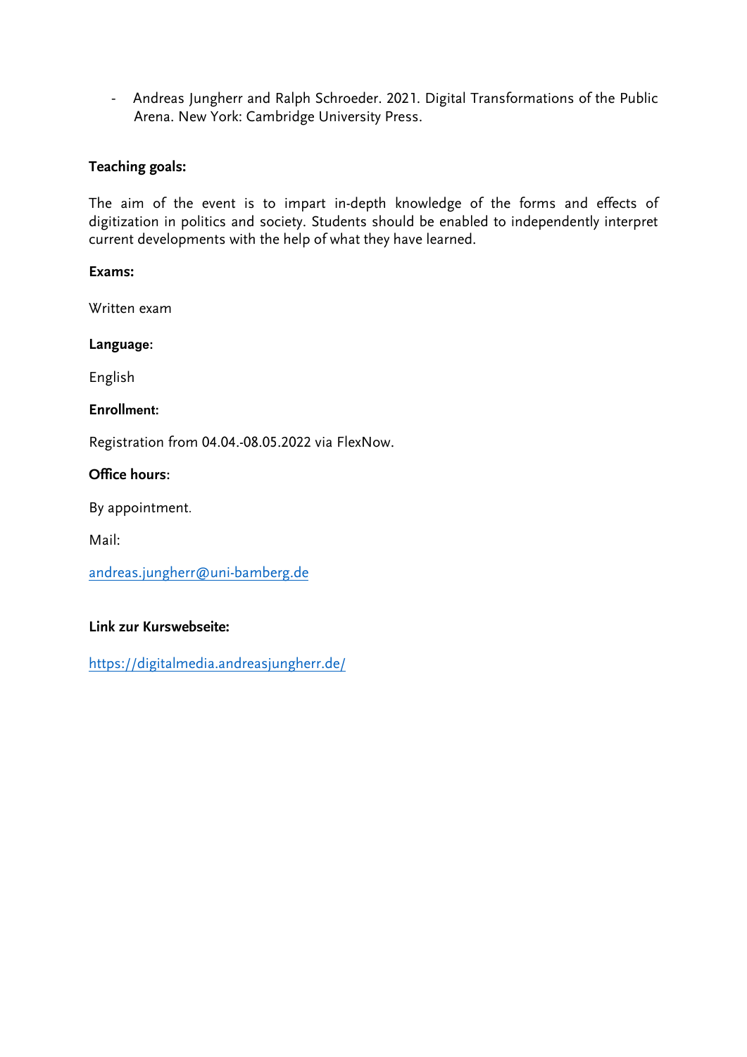- Andreas Jungherr and Ralph Schroeder. 2021. Digital Transformations of the Public Arena. New York: Cambridge University Press.

**Teaching goals:**

The aim of the event is to impart in-depth knowledge of the forms and effects of digitization in politics and society. Students should be enabled to independently interpret current developments with the help of what they have learned.

**Exams:**

Written exam

**Language:**

English

**Enrollment:**

Registration from 04.04.-08.05.2022 via FlexNow.

**Office hours:**

By appointment.

Mail:

andreas.jungherr@uni-bamberg.de

**Link zur Kurswebseite:**

https://digitalmedia.andreasjungherr.de/